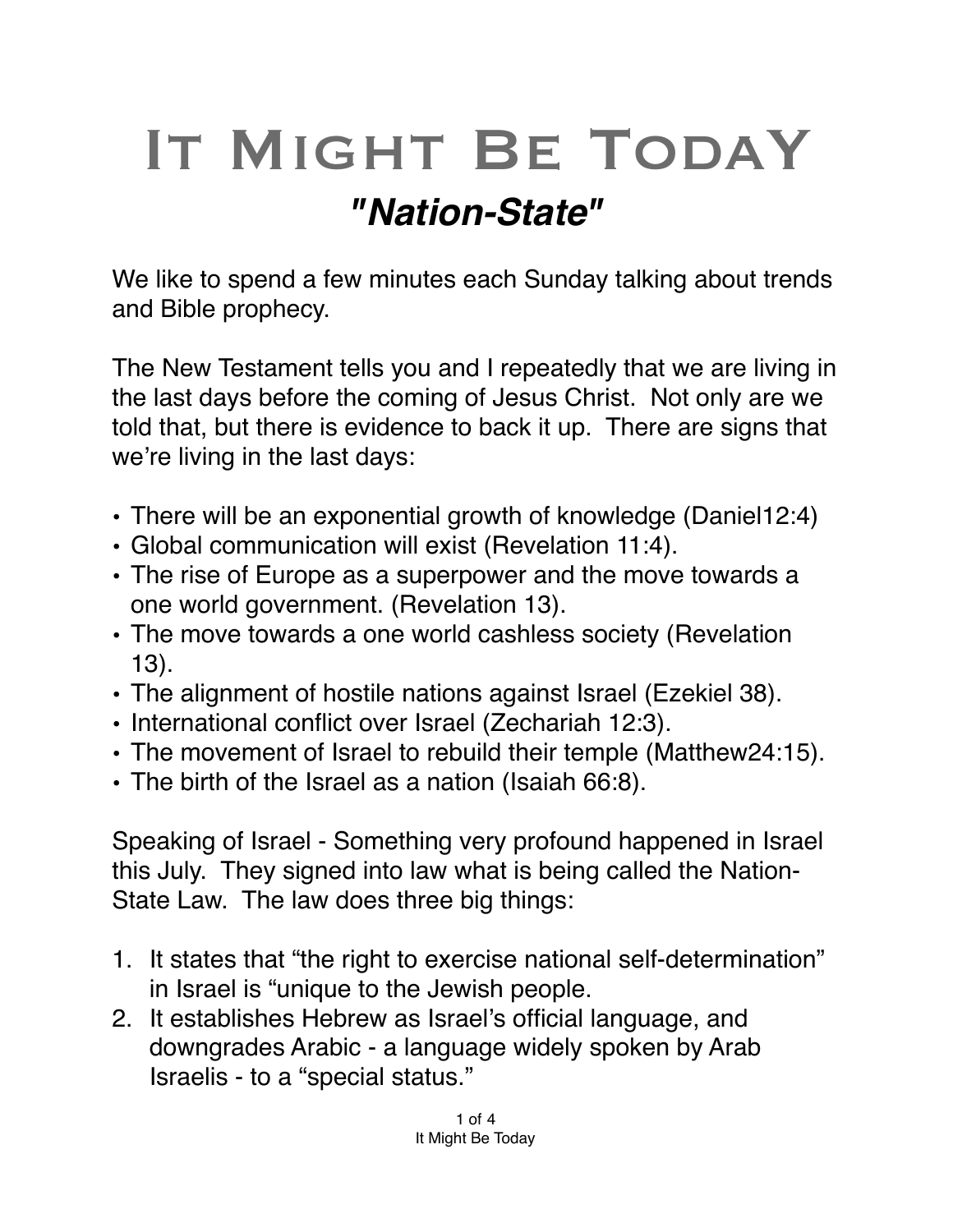# It Might Be TodaY

## *"Nation-State"*

We like to spend a few minutes each Sunday talking about trends and Bible prophecy.

The New Testament tells you and I repeatedly that we are living in the last days before the coming of Jesus Christ. Not only are we told that, but there is evidence to back it up. There are signs that we're living in the last days:

- There will be an exponential growth of knowledge (Daniel12:4)
- Global communication will exist (Revelation 11:4).
- The rise of Europe as a superpower and the move towards a one world government. (Revelation 13).
- The move towards a one world cashless society (Revelation 13).
- The alignment of hostile nations against Israel (Ezekiel 38).
- International conflict over Israel (Zechariah 12:3).
- The movement of Israel to rebuild their temple (Matthew24:15).
- The birth of the Israel as a nation (Isaiah 66:8).

Speaking of Israel - Something very profound happened in Israel this July. They signed into law what is being called the Nation-State Law. The law does three big things:

1. It states that "the right to exercise national self-determination" in Israel is "unique to the Jewish people.
2. It establishes Hebrew as Israel's official language, and downgrades Arabic - a language widely spoken by Arab Israelis - to a "special status."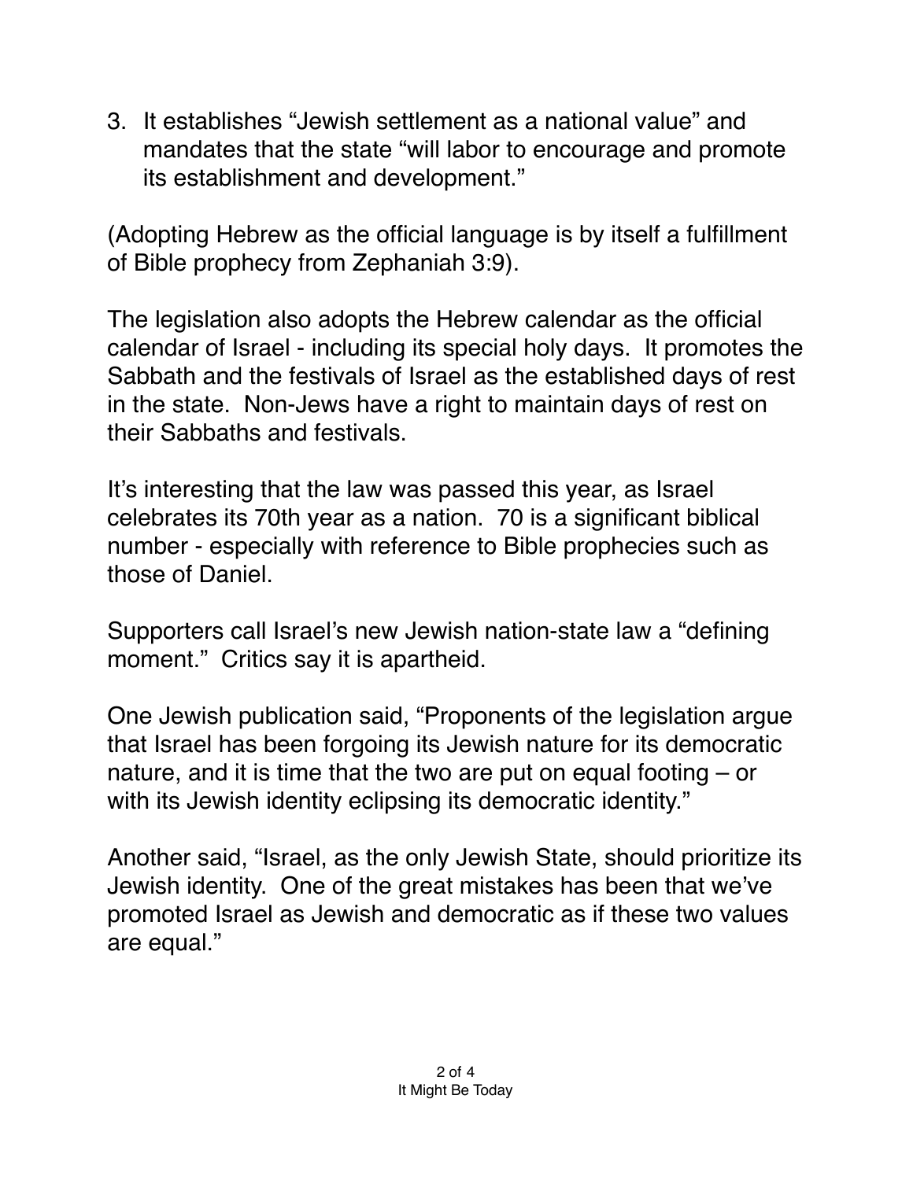3. It establishes “Jewish settlement as a national value” and mandates that the state “will labor to encourage and promote its establishment and development.”

(Adopting Hebrew as the official language is by itself a fulfillment of Bible prophecy from Zephaniah 3:9).

The legislation also adopts the Hebrew calendar as the official calendar of Israel - including its special holy days. It promotes the Sabbath and the festivals of Israel as the established days of rest in the state. Non-Jews have a right to maintain days of rest on their Sabbaths and festivals.

It’s interesting that the law was passed this year, as Israel celebrates its 70th year as a nation. 70 is a significant biblical number - especially with reference to Bible prophecies such as those of Daniel.

Supporters call Israel’s new Jewish nation-state law a “defining moment.” Critics say it is apartheid.

One Jewish publication said, “Proponents of the legislation argue that Israel has been forgoing its Jewish nature for its democratic nature, and it is time that the two are put on equal footing – or with its Jewish identity eclipsing its democratic identity.”

Another said, “Israel, as the only Jewish State, should prioritize its Jewish identity. One of the great mistakes has been that we’ve promoted Israel as Jewish and democratic as if these two values are equal.”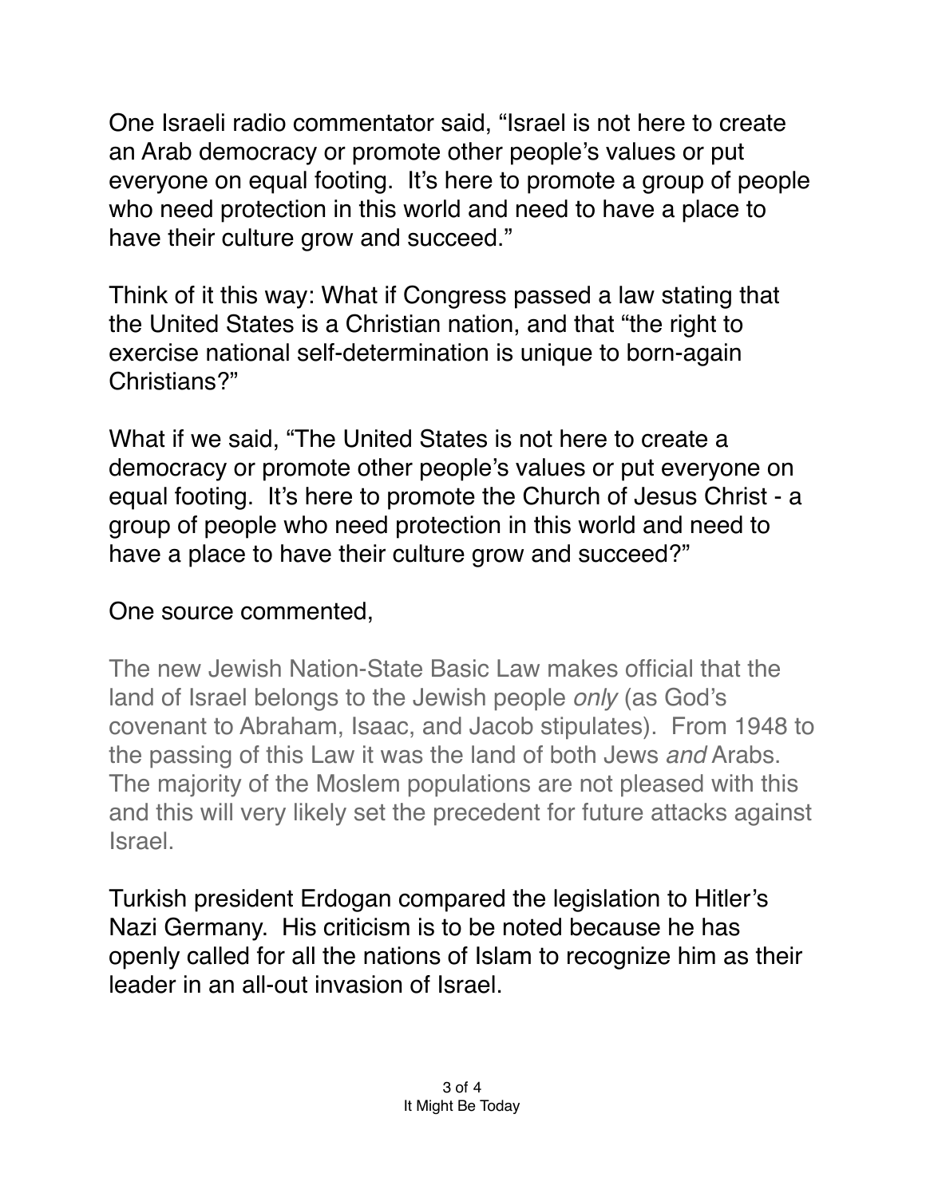One Israeli radio commentator said, “Israel is not here to create an Arab democracy or promote other people’s values or put everyone on equal footing. It’s here to promote a group of people who need protection in this world and need to have a place to have their culture grow and succeed.”

Think of it this way: What if Congress passed a law stating that the United States is a Christian nation, and that “the right to exercise national self-determination is unique to born-again Christians?”

What if we said, “The United States is not here to create a democracy or promote other people’s values or put everyone on equal footing. It’s here to promote the Church of Jesus Christ - a group of people who need protection in this world and need to have a place to have their culture grow and succeed?”

One source commented,

> The new Jewish Nation-State Basic Law makes official that the land of Israel belongs to the Jewish people *only* (as God’s covenant to Abraham, Isaac, and Jacob stipulates). From 1948 to the passing of this Law it was the land of both Jews *and* Arabs. The majority of the Moslem populations are not pleased with this and this will very likely set the precedent for future attacks against Israel.

Turkish president Erdogan compared the legislation to Hitler’s Nazi Germany. His criticism is to be noted because he has openly called for all the nations of Islam to recognize him as their leader in an all-out invasion of Israel.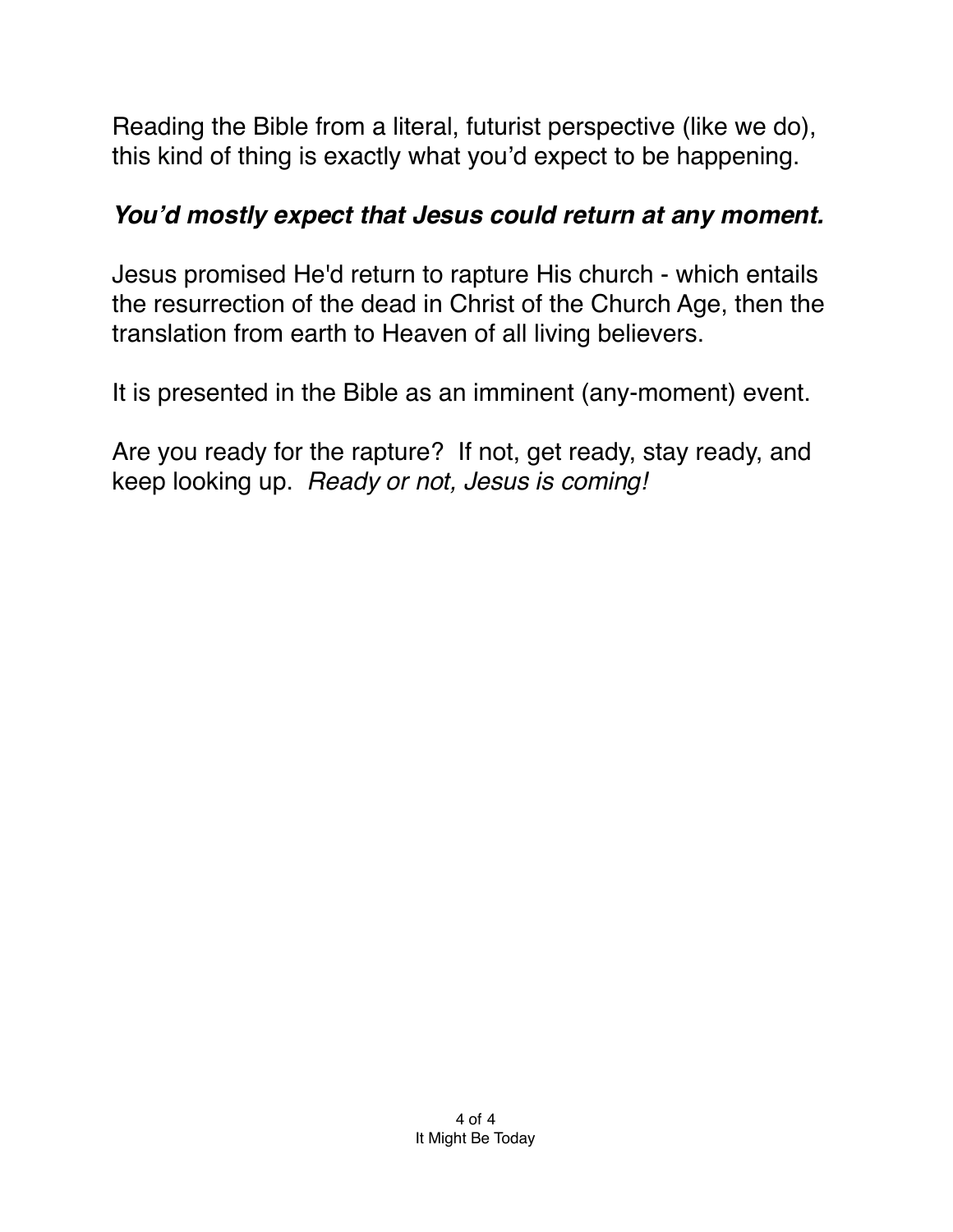Reading the Bible from a literal, futurist perspective (like we do), this kind of thing is exactly what you'd expect to be happening.

***You'd mostly expect that Jesus could return at any moment.***

Jesus promised He'd return to rapture His church - which entails the resurrection of the dead in Christ of the Church Age, then the translation from earth to Heaven of all living believers.

It is presented in the Bible as an imminent (any-moment) event.

Are you ready for the rapture? If not, get ready, stay ready, and keep looking up. *Ready or not, Jesus is coming!*